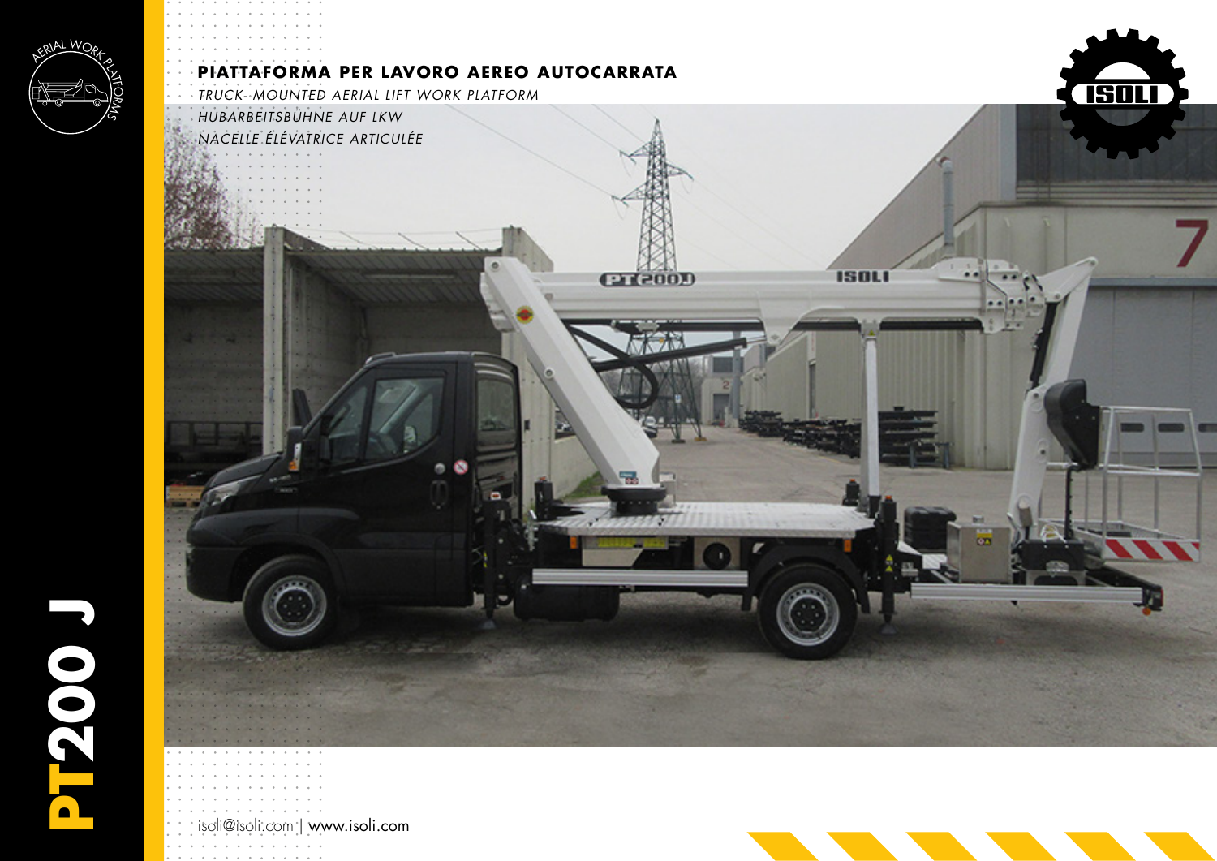# PT200 J

**PIATTAFORMA PER LAVORO AEREO AUTOCARRATA**

*TRUCK- MOUNTED AERIAL LIFT WORK PLATFORM*

*HUBARBEITSBÜHNE AUF LKW*

*NACELLE ÉLÉVATRICE ARTICULÉE*

isoli@isoli.com | www.isoli.com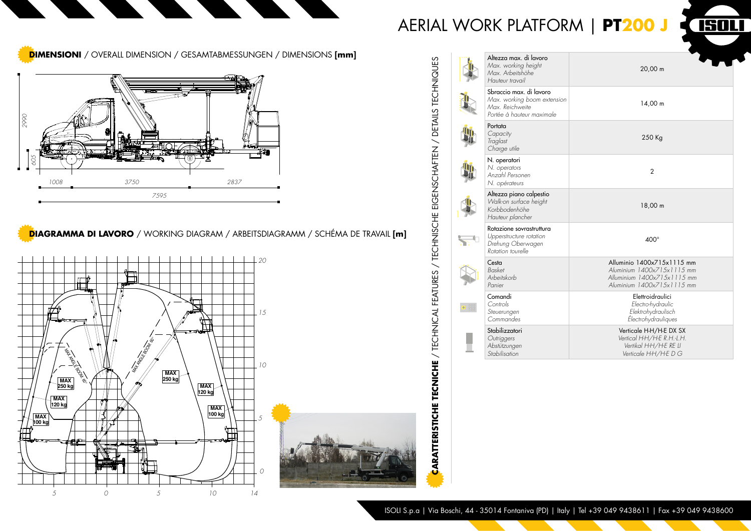# AERIAL WORK PLATFORM | PT200 J

ISOLI

## DIMENSIONI / OVERALL DIMENSION / GESAMTABMESSUNGEN / DIMENSIONS [mm]

2990

605

1008 3750 2837

7595

## DIAGRAMMA DI LAVORO / WORKING DIAGRAM / ARBEITSDIAGRAMM / SCHÉMA DE TRAVAIL [m]

20

15

10

5

0

5 0 5 10 14

MAX ANGLE BOOM 60°

MAX ANGLE BOOM 60°

MAX 250 kg

MAX 120 kg

MAX 100 kg

MAX 250 kg

MAX 120 kg

MAX 100 kg

## CARATTERISTICHE TECNICHE / TECHNICAL FEATURES / TECHNISCHE EIGENSCHAFTEN / DETAILS TECHNIQUES

| | |
|---|---|
| Altezza max. di lavoro<br>*Max. working height*<br>*Max. Arbeitshöhe*<br>*Hauteur travail* | 20,00 m |
| Sbraccio max. di lavoro<br>*Max. working boom extension*<br>*Max. Reichweite*<br>*Portée à hauteur maximale* | 14,00 m |
| Portata<br>*Capacity*<br>*Traglast*<br>*Charge utile* | 250 Kg |
| N. operatori<br>*N. operators*<br>*Anzahl Personen*<br>*N. opérateurs* | 2 |
| Altezza piano calpestio<br>*Walk-on surface height*<br>*Korbbodenhöhe*<br>*Hauteur plancher* | 18,00 m |
| Rotazione sovrastruttura<br>*Upperstructure rotation*<br>*Drehung Oberwagen*<br>*Rotation tourelle* | 400° |
| Cesta<br>*Basket*<br>*Arbeitskorb*<br>*Panier* | Alluminio 1400x715x1115 mm<br>*Aluminium 1400x715x1115 mm*<br>*Alluminium 1400x715x1115 mm*<br>*Aluminium 1400x715x1115 mm* |
| Comandi<br>*Controls*<br>*Steuerungen*<br>*Commandes* | Elettroidraulici<br>*Electro-hydraulic*<br>*Elektrohydraulisch*<br>*Électrohydrauliques* |
| Stabilizzatori<br>*Outriggers*<br>*Abstützungen*<br>*Stabilisation* | Verticale H-H/H-E DX SX<br>*Vertical H-H/H-E R.H.-L.H.*<br>*Vertikal H-H/H-E RE LI*<br>*Verticale H-H/H-E D G* |

ISOLI S.p.a | Via Boschi, 44 - 35014 Fontaniva (PD) | Italy | Tel +39 049 9438611 | Fax +39 049 9438600